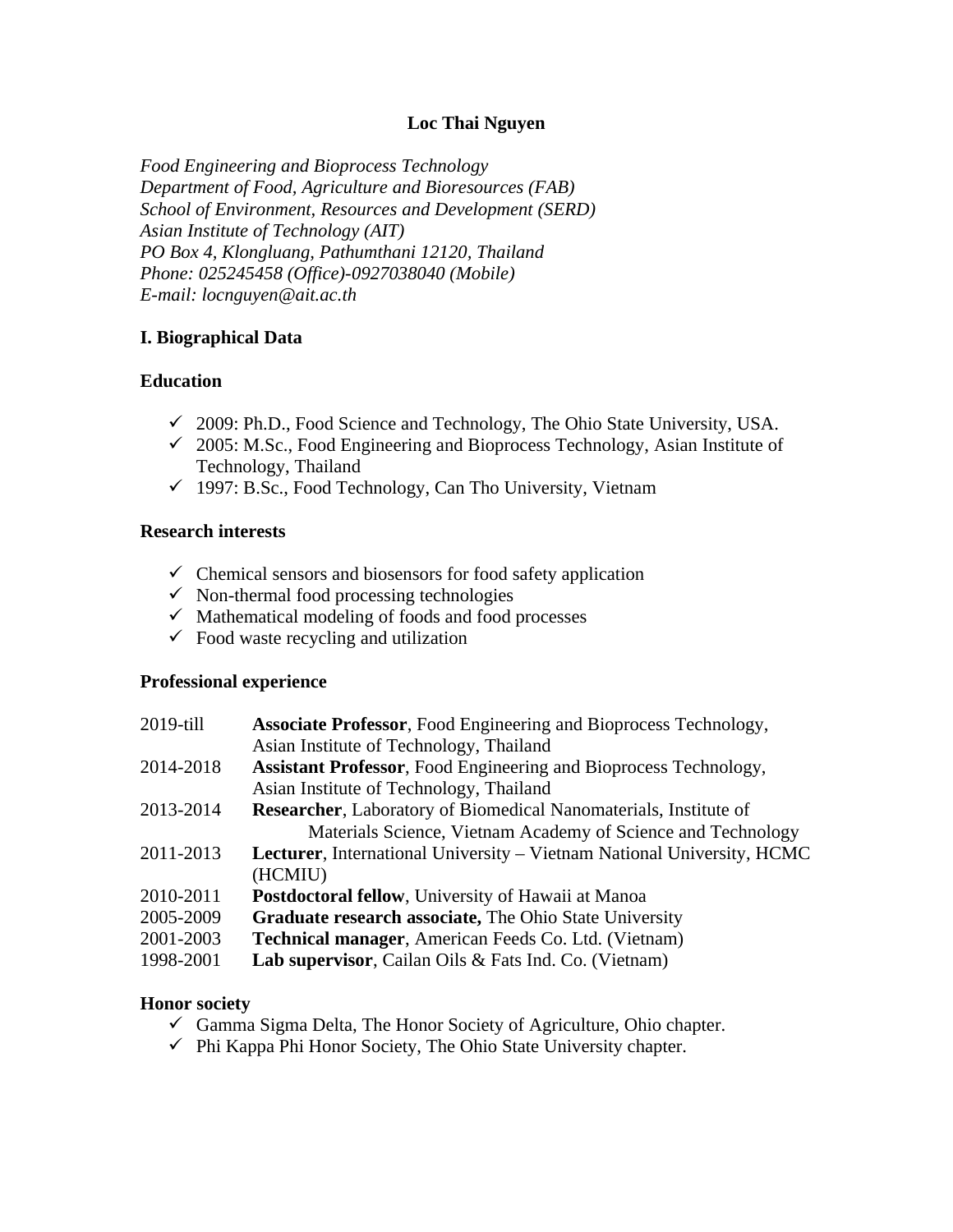# Loc Thai Nguyen

*Food Engineering and Bioprocess Technology*
*Department of Food, Agriculture and Bioresources (FAB)*
*School of Environment, Resources and Development (SERD)*
*Asian Institute of Technology (AIT)*
*PO Box 4, Klongluang, Pathumthani 12120, Thailand*
*Phone: 025245458 (Office)-0927038040 (Mobile)*
*E-mail: locnguyen@ait.ac.th*

## I. Biographical Data

### Education

- ✓ 2009: Ph.D., Food Science and Technology, The Ohio State University, USA.
- ✓ 2005: M.Sc., Food Engineering and Bioprocess Technology, Asian Institute of Technology, Thailand
- ✓ 1997: B.Sc., Food Technology, Can Tho University, Vietnam

### Research interests

- ✓ Chemical sensors and biosensors for food safety application
- ✓ Non-thermal food processing technologies
- ✓ Mathematical modeling of foods and food processes
- ✓ Food waste recycling and utilization

### Professional experience

| | |
|---|---|
| 2019-till | **Associate Professor**, Food Engineering and Bioprocess Technology, Asian Institute of Technology, Thailand |
| 2014-2018 | **Assistant Professor**, Food Engineering and Bioprocess Technology, Asian Institute of Technology, Thailand |
| 2013-2014 | **Researcher**, Laboratory of Biomedical Nanomaterials, Institute of Materials Science, Vietnam Academy of Science and Technology |
| 2011-2013 | **Lecturer**, International University – Vietnam National University, HCMC (HCMIU) |
| 2010-2011 | **Postdoctoral fellow**, University of Hawaii at Manoa |
| 2005-2009 | **Graduate research associate,** The Ohio State University |
| 2001-2003 | **Technical manager**, American Feeds Co. Ltd. (Vietnam) |
| 1998-2001 | **Lab supervisor**, Cailan Oils & Fats Ind. Co. (Vietnam) |

### Honor society

- ✓ Gamma Sigma Delta, The Honor Society of Agriculture, Ohio chapter.
- ✓ Phi Kappa Phi Honor Society, The Ohio State University chapter.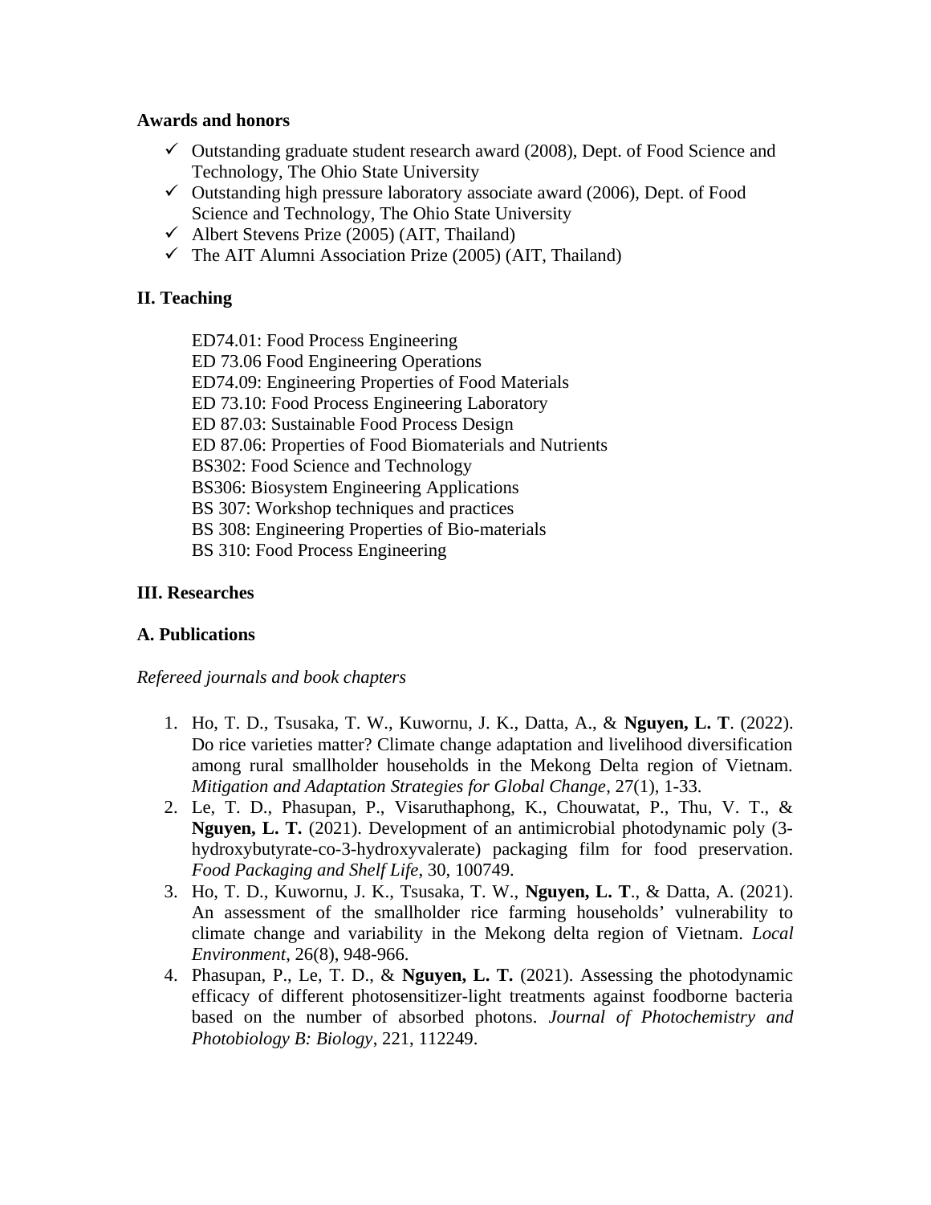**Awards and honors**

- ✓ Outstanding graduate student research award (2008), Dept. of Food Science and Technology, The Ohio State University
- ✓ Outstanding high pressure laboratory associate award (2006), Dept. of Food Science and Technology, The Ohio State University
- ✓ Albert Stevens Prize (2005) (AIT, Thailand)
- ✓ The AIT Alumni Association Prize (2005) (AIT, Thailand)

## II. Teaching

ED74.01: Food Process Engineering
ED 73.06 Food Engineering Operations
ED74.09: Engineering Properties of Food Materials
ED 73.10: Food Process Engineering Laboratory
ED 87.03: Sustainable Food Process Design
ED 87.06: Properties of Food Biomaterials and Nutrients
BS302: Food Science and Technology
BS306: Biosystem Engineering Applications
BS 307: Workshop techniques and practices
BS 308: Engineering Properties of Bio-materials
BS 310: Food Process Engineering

## III. Researches

### A. Publications

*Refereed journals and book chapters*

1. Ho, T. D., Tsusaka, T. W., Kuwornu, J. K., Datta, A., & **Nguyen, L. T**. (2022). Do rice varieties matter? Climate change adaptation and livelihood diversification among rural smallholder households in the Mekong Delta region of Vietnam. *Mitigation and Adaptation Strategies for Global Change*, 27(1), 1-33.
2. Le, T. D., Phasupan, P., Visaruthaphong, K., Chouwatat, P., Thu, V. T., & **Nguyen, L. T.** (2021). Development of an antimicrobial photodynamic poly (3-hydroxybutyrate-co-3-hydroxyvalerate) packaging film for food preservation. *Food Packaging and Shelf Life*, 30, 100749.
3. Ho, T. D., Kuwornu, J. K., Tsusaka, T. W., **Nguyen, L. T**., & Datta, A. (2021). An assessment of the smallholder rice farming households' vulnerability to climate change and variability in the Mekong delta region of Vietnam. *Local Environment*, 26(8), 948-966.
4. Phasupan, P., Le, T. D., & **Nguyen, L. T.** (2021). Assessing the photodynamic efficacy of different photosensitizer-light treatments against foodborne bacteria based on the number of absorbed photons. *Journal of Photochemistry and Photobiology B: Biology*, 221, 112249.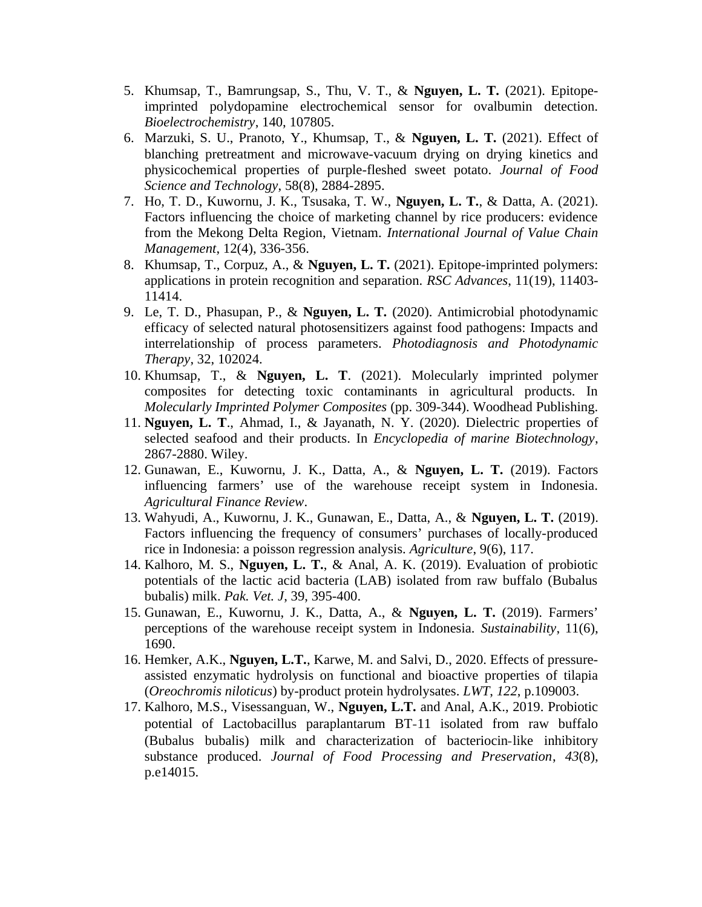5. Khumsap, T., Bamrungsap, S., Thu, V. T., & **Nguyen, L. T.** (2021). Epitope-imprinted polydopamine electrochemical sensor for ovalbumin detection. *Bioelectrochemistry*, 140, 107805.
6. Marzuki, S. U., Pranoto, Y., Khumsap, T., & **Nguyen, L. T.** (2021). Effect of blanching pretreatment and microwave-vacuum drying on drying kinetics and physicochemical properties of purple-fleshed sweet potato. *Journal of Food Science and Technology*, 58(8), 2884-2895.
7. Ho, T. D., Kuwornu, J. K., Tsusaka, T. W., **Nguyen, L. T.**, & Datta, A. (2021). Factors influencing the choice of marketing channel by rice producers: evidence from the Mekong Delta Region, Vietnam. *International Journal of Value Chain Management*, 12(4), 336-356.
8. Khumsap, T., Corpuz, A., & **Nguyen, L. T.** (2021). Epitope-imprinted polymers: applications in protein recognition and separation. *RSC Advances*, 11(19), 11403-11414.
9. Le, T. D., Phasupan, P., & **Nguyen, L. T.** (2020). Antimicrobial photodynamic efficacy of selected natural photosensitizers against food pathogens: Impacts and interrelationship of process parameters. *Photodiagnosis and Photodynamic Therapy*, 32, 102024.
10. Khumsap, T., & **Nguyen, L. T**. (2021). Molecularly imprinted polymer composites for detecting toxic contaminants in agricultural products. In *Molecularly Imprinted Polymer Composites* (pp. 309-344). Woodhead Publishing.
11. **Nguyen, L. T**., Ahmad, I., & Jayanath, N. Y. (2020). Dielectric properties of selected seafood and their products. In *Encyclopedia of marine Biotechnology*, 2867-2880. Wiley.
12. Gunawan, E., Kuwornu, J. K., Datta, A., & **Nguyen, L. T.** (2019). Factors influencing farmers' use of the warehouse receipt system in Indonesia. *Agricultural Finance Review*.
13. Wahyudi, A., Kuwornu, J. K., Gunawan, E., Datta, A., & **Nguyen, L. T.** (2019). Factors influencing the frequency of consumers' purchases of locally-produced rice in Indonesia: a poisson regression analysis. *Agriculture*, 9(6), 117.
14. Kalhoro, M. S., **Nguyen, L. T.**, & Anal, A. K. (2019). Evaluation of probiotic potentials of the lactic acid bacteria (LAB) isolated from raw buffalo (Bubalus bubalis) milk. *Pak. Vet. J*, 39, 395-400.
15. Gunawan, E., Kuwornu, J. K., Datta, A., & **Nguyen, L. T.** (2019). Farmers' perceptions of the warehouse receipt system in Indonesia. *Sustainability*, 11(6), 1690.
16. Hemker, A.K., **Nguyen, L.T.**, Karwe, M. and Salvi, D., 2020. Effects of pressure-assisted enzymatic hydrolysis on functional and bioactive properties of tilapia (*Oreochromis niloticus*) by-product protein hydrolysates. *LWT*, *122*, p.109003.
17. Kalhoro, M.S., Visessanguan, W., **Nguyen, L.T.** and Anal, A.K., 2019. Probiotic potential of Lactobacillus paraplantarum BT-11 isolated from raw buffalo (Bubalus bubalis) milk and characterization of bacteriocin-like inhibitory substance produced. *Journal of Food Processing and Preservation*, *43*(8), p.e14015.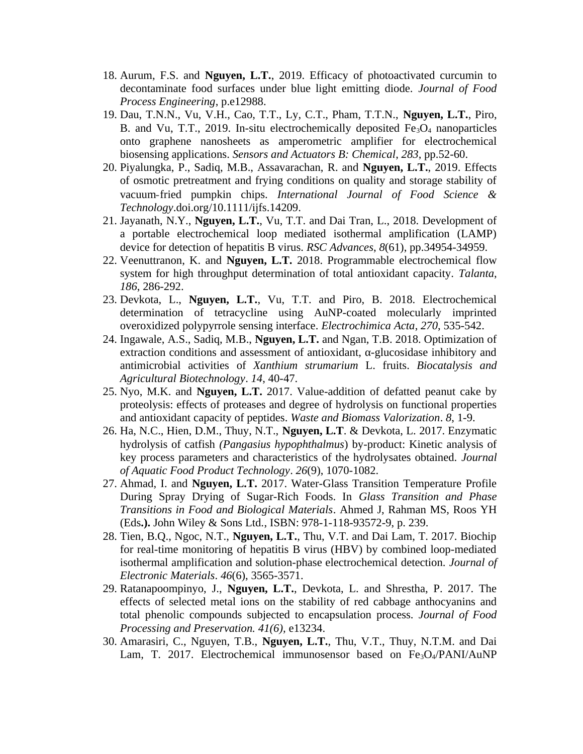18. Aurum, F.S. and **Nguyen, L.T.**, 2019. Efficacy of photoactivated curcumin to decontaminate food surfaces under blue light emitting diode. *Journal of Food Process Engineering*, p.e12988.
19. Dau, T.N.N., Vu, V.H., Cao, T.T., Ly, C.T., Pham, T.T.N., **Nguyen, L.T.**, Piro, B. and Vu, T.T., 2019. In-situ electrochemically deposited $Fe_3O_4$ nanoparticles onto graphene nanosheets as amperometric amplifier for electrochemical biosensing applications. *Sensors and Actuators B: Chemical*, *283*, pp.52-60.
20. Piyalungka, P., Sadiq, M.B., Assavarachan, R. and **Nguyen, L.T.**, 2019. Effects of osmotic pretreatment and frying conditions on quality and storage stability of vacuum‐fried pumpkin chips. *International Journal of Food Science & Technology*.doi.org/10.1111/ijfs.14209.
21. Jayanath, N.Y., **Nguyen, L.T.**, Vu, T.T. and Dai Tran, L., 2018. Development of a portable electrochemical loop mediated isothermal amplification (LAMP) device for detection of hepatitis B virus. *RSC Advances*, *8*(61), pp.34954-34959.
22. Veenuttranon, K. and **Nguyen, L.T.** 2018. Programmable electrochemical flow system for high throughput determination of total antioxidant capacity. *Talanta*, *186*, 286-292.
23. Devkota, L., **Nguyen, L.T.**, Vu, T.T. and Piro, B. 2018. Electrochemical determination of tetracycline using AuNP-coated molecularly imprinted overoxidized polypyrrole sensing interface. *Electrochimica Acta*, *270*, 535-542.
24. Ingawale, A.S., Sadiq, M.B., **Nguyen, L.T.** and Ngan, T.B. 2018. Optimization of extraction conditions and assessment of antioxidant, α-glucosidase inhibitory and antimicrobial activities of *Xanthium strumarium* L. fruits. *Biocatalysis and Agricultural Biotechnology*. *14*, 40-47.
25. Nyo, M.K. and **Nguyen, L.T.** 2017. Value-addition of defatted peanut cake by proteolysis: effects of proteases and degree of hydrolysis on functional properties and antioxidant capacity of peptides. *Waste and Biomass Valorization*. *8*, 1-9.
26. Ha, N.C., Hien, D.M., Thuy, N.T., **Nguyen, L.T**. & Devkota, L. 2017. Enzymatic hydrolysis of catfish *(Pangasius hypophthalmus*) by-product: Kinetic analysis of key process parameters and characteristics of the hydrolysates obtained. *Journal of Aquatic Food Product Technology*. *26*(9), 1070-1082.
27. Ahmad, I. and **Nguyen, L.T.** 2017. Water-Glass Transition Temperature Profile During Spray Drying of Sugar-Rich Foods. In *Glass Transition and Phase Transitions in Food and Biological Materials*. Ahmed J, Rahman MS, Roos YH (Eds**.).** John Wiley & Sons Ltd., ISBN: 978-1-118-93572-9, p. 239.
28. Tien, B.Q., Ngoc, N.T., **Nguyen, L.T.**, Thu, V.T. and Dai Lam, T. 2017. Biochip for real-time monitoring of hepatitis B virus (HBV) by combined loop-mediated isothermal amplification and solution-phase electrochemical detection. *Journal of Electronic Materials*. *46*(6), 3565-3571.
29. Ratanapoompinyo, J., **Nguyen, L.T.**, Devkota, L. and Shrestha, P. 2017. The effects of selected metal ions on the stability of red cabbage anthocyanins and total phenolic compounds subjected to encapsulation process. *Journal of Food Processing and Preservation. 41(6),* e13234.
30. Amarasiri, C., Nguyen, T.B., **Nguyen, L.T.**, Thu, V.T., Thuy, N.T.M. and Dai Lam, T. 2017. Electrochemical immunosensor based on $Fe_3O_4$/PANI/AuNP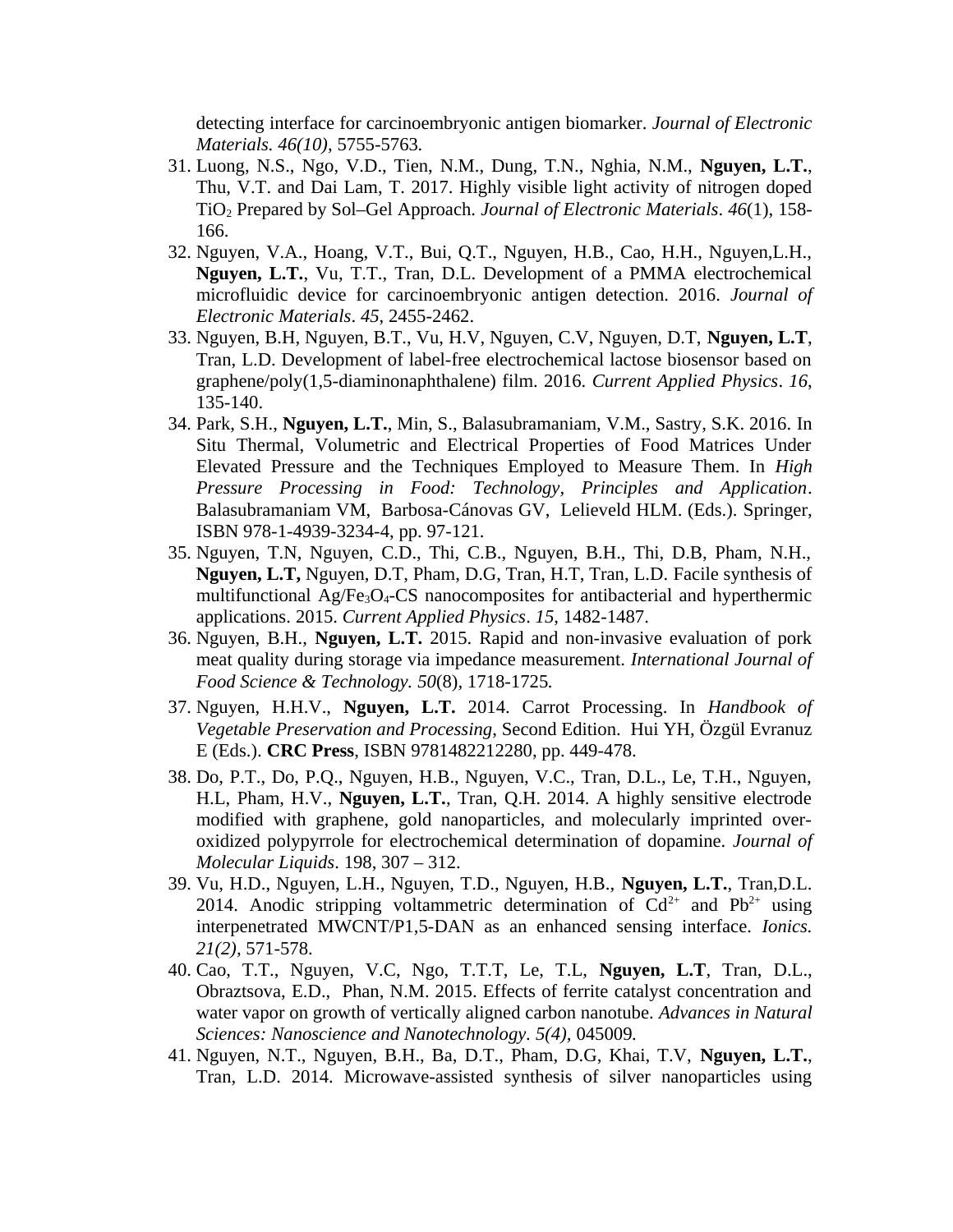detecting interface for carcinoembryonic antigen biomarker. *Journal of Electronic Materials. 46(10),* 5755-5763*.*

31. Luong, N.S., Ngo, V.D., Tien, N.M., Dung, T.N., Nghia, N.M., **Nguyen, L.T.**, Thu, V.T. and Dai Lam, T. 2017. Highly visible light activity of nitrogen doped $TiO_2$ Prepared by Sol–Gel Approach. *Journal of Electronic Materials*. *46*(1), 158-166.
32. Nguyen, V.A., Hoang, V.T., Bui, Q.T., Nguyen, H.B., Cao, H.H., Nguyen,L.H., **Nguyen, L.T.**, Vu, T.T., Tran, D.L. Development of a PMMA electrochemical microfluidic device for carcinoembryonic antigen detection. 2016. *Journal of Electronic Materials*. *45*, 2455-2462.
33. Nguyen, B.H, Nguyen, B.T., Vu, H.V, Nguyen, C.V, Nguyen, D.T, **Nguyen, L.T**, Tran, L.D. Development of label-free electrochemical lactose biosensor based on graphene/poly(1,5-diaminonaphthalene) film. 2016. *Current Applied Physics*. *16*, 135-140.
34. Park, S.H., **Nguyen, L.T.**, Min, S., Balasubramaniam, V.M., Sastry, S.K. 2016. In Situ Thermal, Volumetric and Electrical Properties of Food Matrices Under Elevated Pressure and the Techniques Employed to Measure Them. In *High Pressure Processing in Food: Technology, Principles and Application*. Balasubramaniam VM, Barbosa-Cánovas GV, Lelieveld HLM. (Eds.). Springer, ISBN 978-1-4939-3234-4, pp. 97-121.
35. Nguyen, T.N, Nguyen, C.D., Thi, C.B., Nguyen, B.H., Thi, D.B, Pham, N.H., **Nguyen, L.T,** Nguyen, D.T, Pham, D.G, Tran, H.T, Tran, L.D. Facile synthesis of multifunctional $Ag/Fe_3O_4$-CS nanocomposites for antibacterial and hyperthermic applications. 2015. *Current Applied Physics*. *15*, 1482-1487.
36. Nguyen, B.H., **Nguyen, L.T.** 2015. Rapid and non-invasive evaluation of pork meat quality during storage via impedance measurement. *International Journal of Food Science & Technology. 50*(8)*,* 1718-1725*.*
37. Nguyen, H.H.V., **Nguyen, L.T.** 2014. Carrot Processing. In *Handbook of Vegetable Preservation and Processing*, Second Edition. Hui YH, Özgül Evranuz E (Eds.). **CRC Press**, ISBN 9781482212280, pp. 449-478.
38. Do, P.T., Do, P.Q., Nguyen, H.B., Nguyen, V.C., Tran, D.L., Le, T.H., Nguyen, H.L, Pham, H.V., **Nguyen, L.T.**, Tran, Q.H. 2014. A highly sensitive electrode modified with graphene, gold nanoparticles, and molecularly imprinted over-oxidized polypyrrole for electrochemical determination of dopamine. *Journal of Molecular Liquids*. 198, 307 – 312.
39. Vu, H.D., Nguyen, L.H., Nguyen, T.D., Nguyen, H.B., **Nguyen, L.T.**, Tran,D.L. 2014. Anodic stripping voltammetric determination of $Cd^{2+}$ and $Pb^{2+}$ using interpenetrated MWCNT/P1,5-DAN as an enhanced sensing interface. *Ionics. 21(2),* 571-578.
40. Cao, T.T., Nguyen, V.C, Ngo, T.T.T, Le, T.L, **Nguyen, L.T**, Tran, D.L., Obraztsova, E.D., Phan, N.M. 2015. Effects of ferrite catalyst concentration and water vapor on growth of vertically aligned carbon nanotube. *Advances in Natural Sciences: Nanoscience and Nanotechnology. 5(4),* 045009*.*
41. Nguyen, N.T., Nguyen, B.H., Ba, D.T., Pham, D.G, Khai, T.V, **Nguyen, L.T.**, Tran, L.D. 2014. Microwave-assisted synthesis of silver nanoparticles using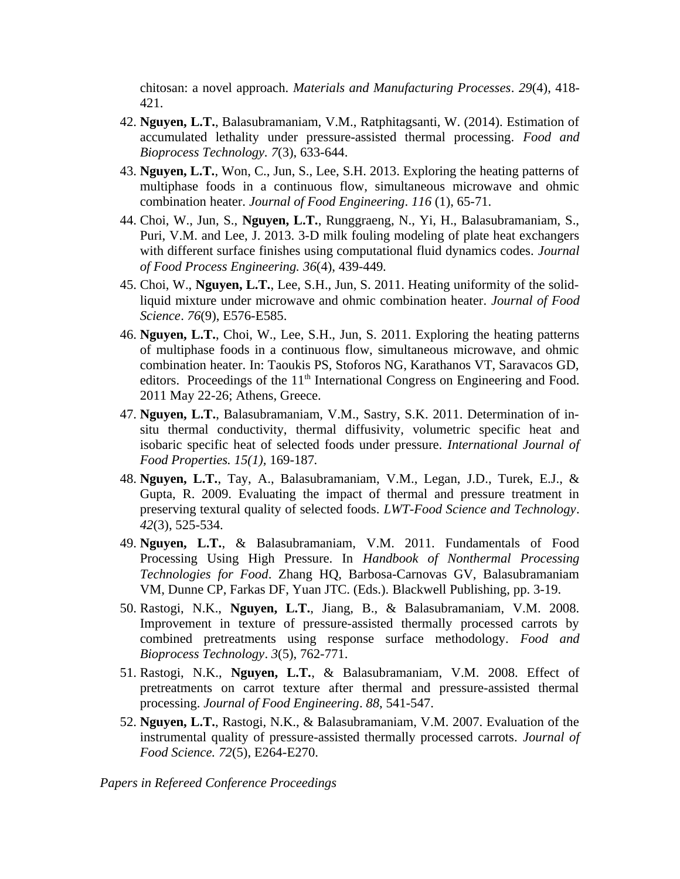chitosan: a novel approach. *Materials and Manufacturing Processes*. *29*(4), 418-421.

42. **Nguyen, L.T.**, Balasubramaniam, V.M., Ratphitagsanti, W. (2014). Estimation of accumulated lethality under pressure-assisted thermal processing. *Food and Bioprocess Technology. 7*(3), 633-644.
43. **Nguyen, L.T.**, Won, C., Jun, S., Lee, S.H. 2013. Exploring the heating patterns of multiphase foods in a continuous flow, simultaneous microwave and ohmic combination heater. *Journal of Food Engineering*. *116* (1), 65-71.
44. Choi, W., Jun, S., **Nguyen, L.T.**, Runggraeng, N., Yi, H., Balasubramaniam, S., Puri, V.M. and Lee, J. 2013. 3-D milk fouling modeling of plate heat exchangers with different surface finishes using computational fluid dynamics codes. *Journal of Food Process Engineering. 36*(4), 439-449.
45. Choi, W., **Nguyen, L.T.**, Lee, S.H., Jun, S. 2011. Heating uniformity of the solid-liquid mixture under microwave and ohmic combination heater. *Journal of Food Science*. *76*(9), E576-E585.
46. **Nguyen, L.T.**, Choi, W., Lee, S.H., Jun, S. 2011. Exploring the heating patterns of multiphase foods in a continuous flow, simultaneous microwave, and ohmic combination heater. In: Taoukis PS, Stoforos NG, Karathanos VT, Saravacos GD, editors. Proceedings of the 11th International Congress on Engineering and Food. 2011 May 22-26; Athens, Greece.
47. **Nguyen, L.T.**, Balasubramaniam, V.M., Sastry, S.K. 2011. Determination of in-situ thermal conductivity, thermal diffusivity, volumetric specific heat and isobaric specific heat of selected foods under pressure. *International Journal of Food Properties. 15(1)*, 169-187.
48. **Nguyen, L.T.**, Tay, A., Balasubramaniam, V.M., Legan, J.D., Turek, E.J., & Gupta, R. 2009. Evaluating the impact of thermal and pressure treatment in preserving textural quality of selected foods. *LWT-Food Science and Technology*. *42*(3), 525-534.
49. **Nguyen, L.T.**, & Balasubramaniam, V.M. 2011. Fundamentals of Food Processing Using High Pressure. In *Handbook of Nonthermal Processing Technologies for Food*. Zhang HQ, Barbosa-Carnovas GV, Balasubramaniam VM, Dunne CP, Farkas DF, Yuan JTC. (Eds.). Blackwell Publishing, pp. 3-19.
50. Rastogi, N.K., **Nguyen, L.T.**, Jiang, B., & Balasubramaniam, V.M. 2008. Improvement in texture of pressure-assisted thermally processed carrots by combined pretreatments using response surface methodology. *Food and Bioprocess Technology*. *3*(5), 762-771.
51. Rastogi, N.K., **Nguyen, L.T.**, & Balasubramaniam, V.M. 2008. Effect of pretreatments on carrot texture after thermal and pressure-assisted thermal processing. *Journal of Food Engineering*. *88*, 541-547.
52. **Nguyen, L.T.**, Rastogi, N.K., & Balasubramaniam, V.M. 2007. Evaluation of the instrumental quality of pressure-assisted thermally processed carrots. *Journal of Food Science. 72*(5), E264-E270.

*Papers in Refereed Conference Proceedings*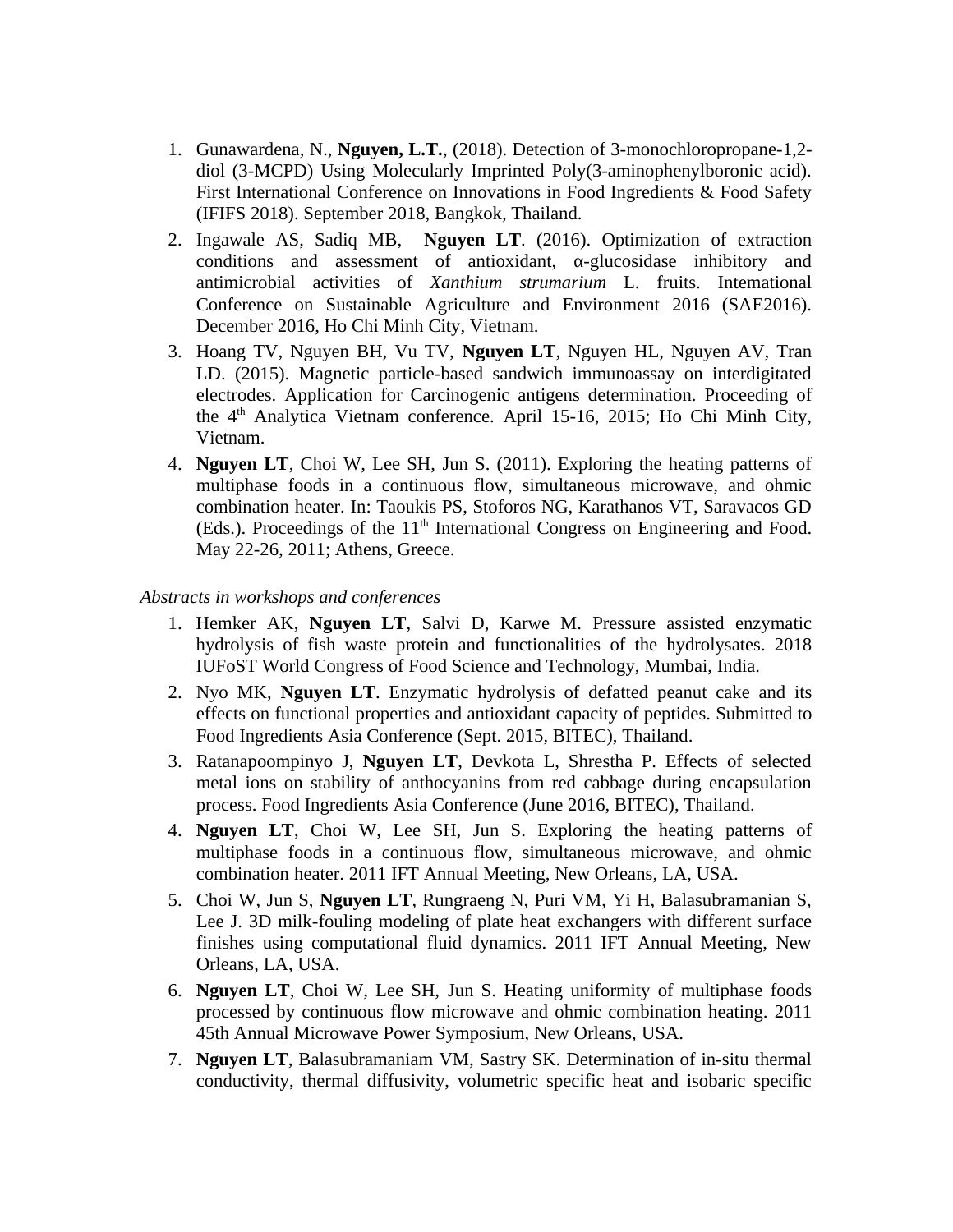1. Gunawardena, N., **Nguyen, L.T.**, (2018). Detection of 3-monochloropropane-1,2-diol (3-MCPD) Using Molecularly Imprinted Poly(3-aminophenylboronic acid). First International Conference on Innovations in Food Ingredients & Food Safety (IFIFS 2018). September 2018, Bangkok, Thailand.
2. Ingawale AS, Sadiq MB, **Nguyen LT**. (2016). Optimization of extraction conditions and assessment of antioxidant, α-glucosidase inhibitory and antimicrobial activities of *Xanthium strumarium* L. fruits. International Conference on Sustainable Agriculture and Environment 2016 (SAE2016). December 2016, Ho Chi Minh City, Vietnam.
3. Hoang TV, Nguyen BH, Vu TV, **Nguyen LT**, Nguyen HL, Nguyen AV, Tran LD. (2015). Magnetic particle-based sandwich immunoassay on interdigitated electrodes. Application for Carcinogenic antigens determination. Proceeding of the 4th Analytica Vietnam conference. April 15-16, 2015; Ho Chi Minh City, Vietnam.
4. **Nguyen LT**, Choi W, Lee SH, Jun S. (2011). Exploring the heating patterns of multiphase foods in a continuous flow, simultaneous microwave, and ohmic combination heater. In: Taoukis PS, Stoforos NG, Karathanos VT, Saravacos GD (Eds.). Proceedings of the 11th International Congress on Engineering and Food. May 22-26, 2011; Athens, Greece.

*Abstracts in workshops and conferences*

1. Hemker AK, **Nguyen LT**, Salvi D, Karwe M. Pressure assisted enzymatic hydrolysis of fish waste protein and functionalities of the hydrolysates. 2018 IUFoST World Congress of Food Science and Technology, Mumbai, India.
2. Nyo MK, **Nguyen LT**. Enzymatic hydrolysis of defatted peanut cake and its effects on functional properties and antioxidant capacity of peptides. Submitted to Food Ingredients Asia Conference (Sept. 2015, BITEC), Thailand.
3. Ratanapoompinyo J, **Nguyen LT**, Devkota L, Shrestha P. Effects of selected metal ions on stability of anthocyanins from red cabbage during encapsulation process. Food Ingredients Asia Conference (June 2016, BITEC), Thailand.
4. **Nguyen LT**, Choi W, Lee SH, Jun S. Exploring the heating patterns of multiphase foods in a continuous flow, simultaneous microwave, and ohmic combination heater. 2011 IFT Annual Meeting, New Orleans, LA, USA.
5. Choi W, Jun S, **Nguyen LT**, Rungraeng N, Puri VM, Yi H, Balasubramanian S, Lee J. 3D milk-fouling modeling of plate heat exchangers with different surface finishes using computational fluid dynamics. 2011 IFT Annual Meeting, New Orleans, LA, USA.
6. **Nguyen LT**, Choi W, Lee SH, Jun S. Heating uniformity of multiphase foods processed by continuous flow microwave and ohmic combination heating. 2011 45th Annual Microwave Power Symposium, New Orleans, USA.
7. **Nguyen LT**, Balasubramaniam VM, Sastry SK. Determination of in-situ thermal conductivity, thermal diffusivity, volumetric specific heat and isobaric specific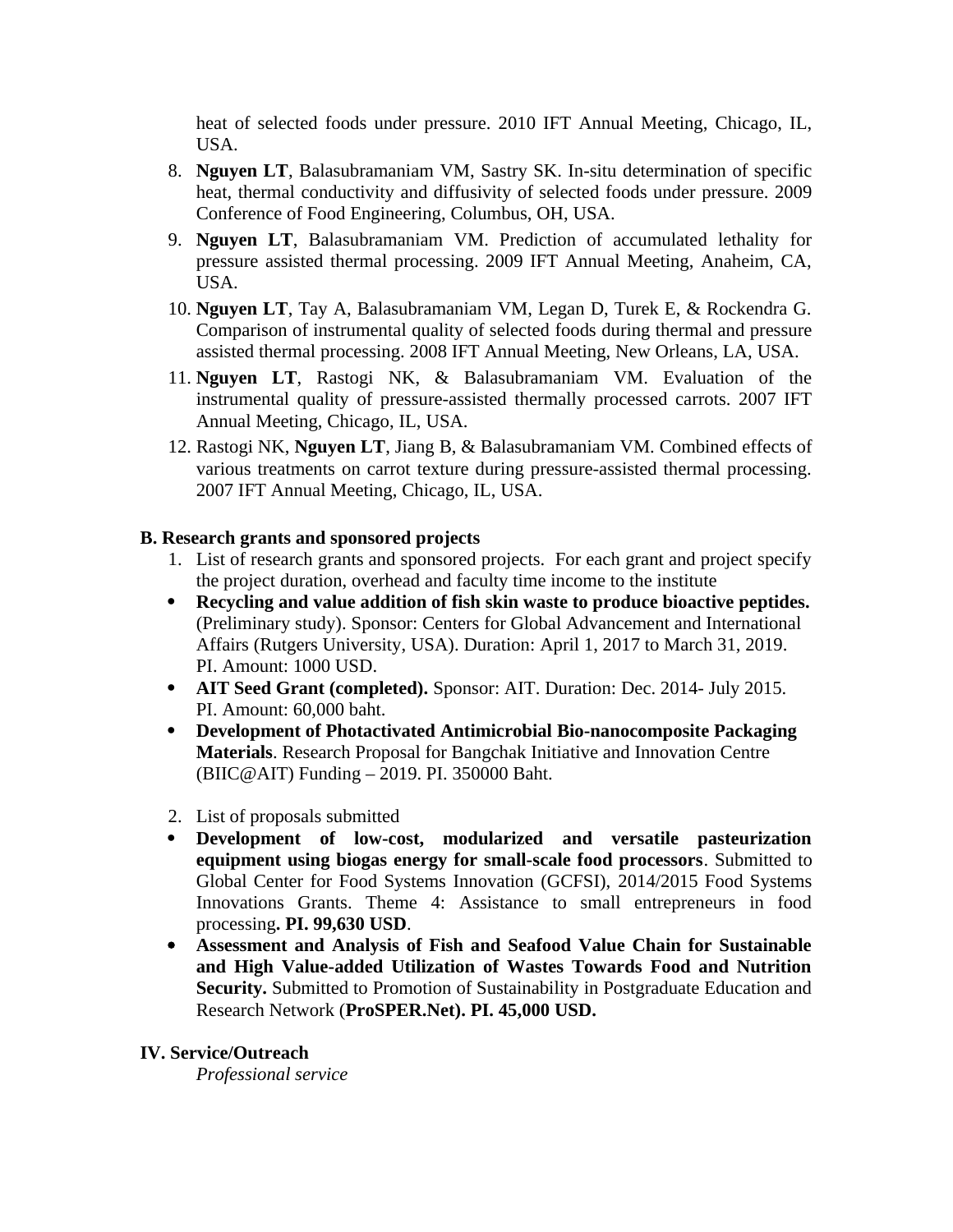heat of selected foods under pressure. 2010 IFT Annual Meeting, Chicago, IL, USA.

8. **Nguyen LT**, Balasubramaniam VM, Sastry SK. In-situ determination of specific heat, thermal conductivity and diffusivity of selected foods under pressure. 2009 Conference of Food Engineering, Columbus, OH, USA.
9. **Nguyen LT**, Balasubramaniam VM. Prediction of accumulated lethality for pressure assisted thermal processing. 2009 IFT Annual Meeting, Anaheim, CA, USA.
10. **Nguyen LT**, Tay A, Balasubramaniam VM, Legan D, Turek E, & Rockendra G. Comparison of instrumental quality of selected foods during thermal and pressure assisted thermal processing. 2008 IFT Annual Meeting, New Orleans, LA, USA.
11. **Nguyen LT**, Rastogi NK, & Balasubramaniam VM. Evaluation of the instrumental quality of pressure-assisted thermally processed carrots. 2007 IFT Annual Meeting, Chicago, IL, USA.
12. Rastogi NK, **Nguyen LT**, Jiang B, & Balasubramaniam VM. Combined effects of various treatments on carrot texture during pressure-assisted thermal processing. 2007 IFT Annual Meeting, Chicago, IL, USA.

**B. Research grants and sponsored projects**

1. List of research grants and sponsored projects. For each grant and project specify the project duration, overhead and faculty time income to the institute

- **Recycling and value addition of fish skin waste to produce bioactive peptides.** (Preliminary study). Sponsor: Centers for Global Advancement and International Affairs (Rutgers University, USA). Duration: April 1, 2017 to March 31, 2019. PI. Amount: 1000 USD.
- **AIT Seed Grant (completed).** Sponsor: AIT. Duration: Dec. 2014- July 2015. PI. Amount: 60,000 baht.
- **Development of Photactivated Antimicrobial Bio-nanocomposite Packaging Materials**. Research Proposal for Bangchak Initiative and Innovation Centre (BIIC@AIT) Funding – 2019. PI. 350000 Baht.

2. List of proposals submitted

- **Development of low-cost, modularized and versatile pasteurization equipment using biogas energy for small-scale food processors**. Submitted to Global Center for Food Systems Innovation (GCFSI), 2014/2015 Food Systems Innovations Grants. Theme 4: Assistance to small entrepreneurs in food processing**. PI. 99,630 USD**.
- **Assessment and Analysis of Fish and Seafood Value Chain for Sustainable and High Value-added Utilization of Wastes Towards Food and Nutrition Security.** Submitted to Promotion of Sustainability in Postgraduate Education and Research Network (**ProSPER.Net). PI. 45,000 USD.**

**IV. Service/Outreach**

*Professional service*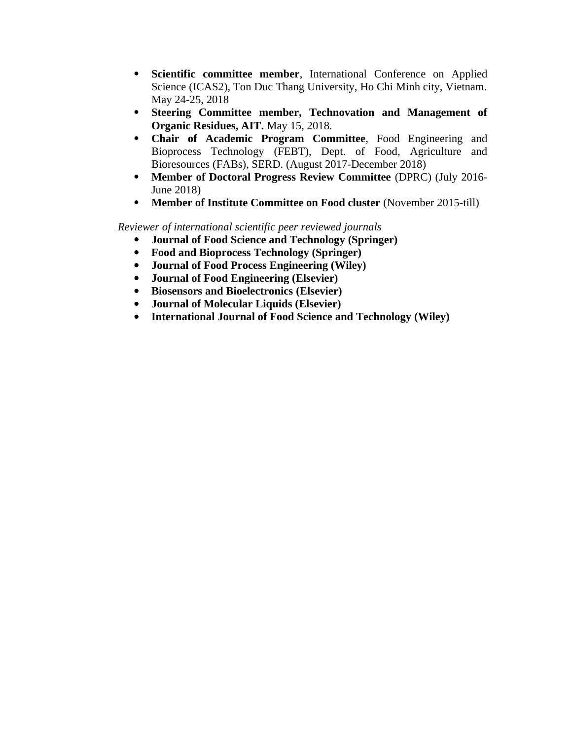- **Scientific committee member**, International Conference on Applied Science (ICAS2), Ton Duc Thang University, Ho Chi Minh city, Vietnam. May 24-25, 2018
- **Steering Committee member, Technovation and Management of Organic Residues, AIT.** May 15, 2018.
- **Chair of Academic Program Committee**, Food Engineering and Bioprocess Technology (FEBT), Dept. of Food, Agriculture and Bioresources (FABs), SERD. (August 2017-December 2018)
- **Member of Doctoral Progress Review Committee** (DPRC) (July 2016-June 2018)
- **Member of Institute Committee on Food cluster** (November 2015-till)

*Reviewer of international scientific peer reviewed journals*

- **Journal of Food Science and Technology (Springer)**
- **Food and Bioprocess Technology (Springer)**
- **Journal of Food Process Engineering (Wiley)**
- **Journal of Food Engineering (Elsevier)**
- **Biosensors and Bioelectronics (Elsevier)**
- **Journal of Molecular Liquids (Elsevier)**
- **International Journal of Food Science and Technology (Wiley)**